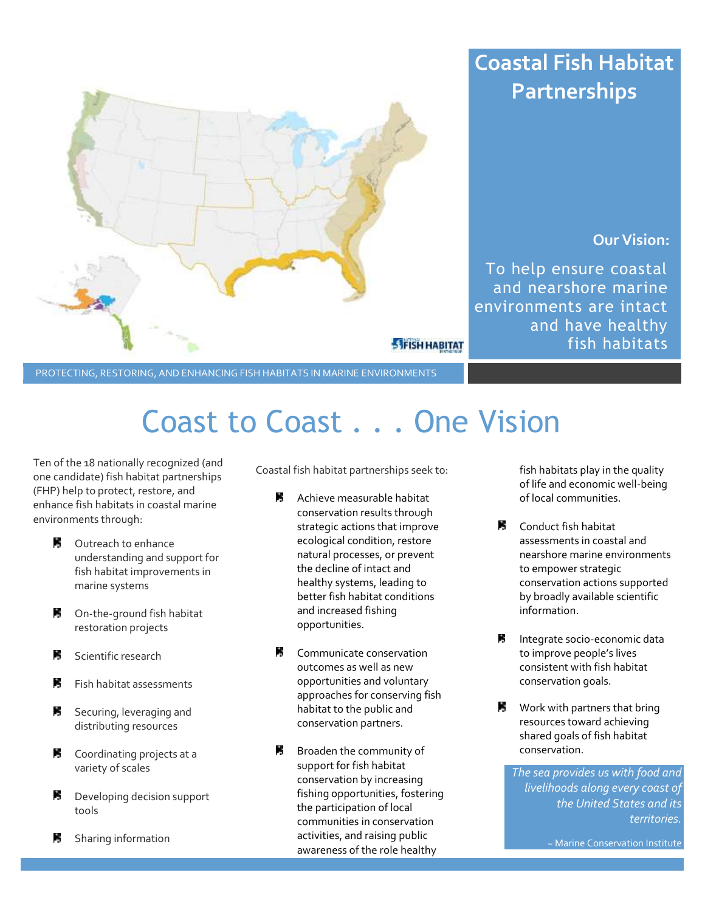# Coastal Fish Habitat Partnerships

**Our Vision:**

To help ensure coastal and nearshore marine environments are intact and have healthy fish habitats

PROTECTING, RESTORING, AND ENHANCING FISH HABITATS IN MARINE ENVIRONMENTS

## Coast to Coast . . . One Vision

Ten of the 18 nationally recognized (and one candidate) fish habitat partnerships (FHP) help to protect, restore, and enhance fish habitats in coastal marine environments through:

- Outreach to enhance understanding and support for fish habitat improvements in marine systems
- On-the-ground fish habitat restoration projects
- Scientific research
- Fish habitat assessments
- Securing, leveraging and distributing resources
- Coordinating projects at a variety of scales
- Developing decision support tools
- Sharing information

Coastal fish habitat partnerships seek to:

- Achieve measurable habitat conservation results through strategic actions that improve ecological condition, restore natural processes, or prevent the decline of intact and healthy systems, leading to better fish habitat conditions and increased fishing opportunities.
- Communicate conservation outcomes as well as new opportunities and voluntary approaches for conserving fish habitat to the public and conservation partners.
- Broaden the community of support for fish habitat conservation by increasing fishing opportunities, fostering the participation of local communities in conservation activities, and raising public awareness of the role healthy fish habitats play in the quality of life and economic well-being of local communities.
- Conduct fish habitat assessments in coastal and nearshore marine environments to empower strategic conservation actions supported by broadly available scientific information.
- Integrate socio-economic data to improve people's lives consistent with fish habitat conservation goals.
- Work with partners that bring resources toward achieving shared goals of fish habitat conservation.

*The sea provides us with food and livelihoods along every coast of the United States and its territories.*

~ Marine Conservation Institute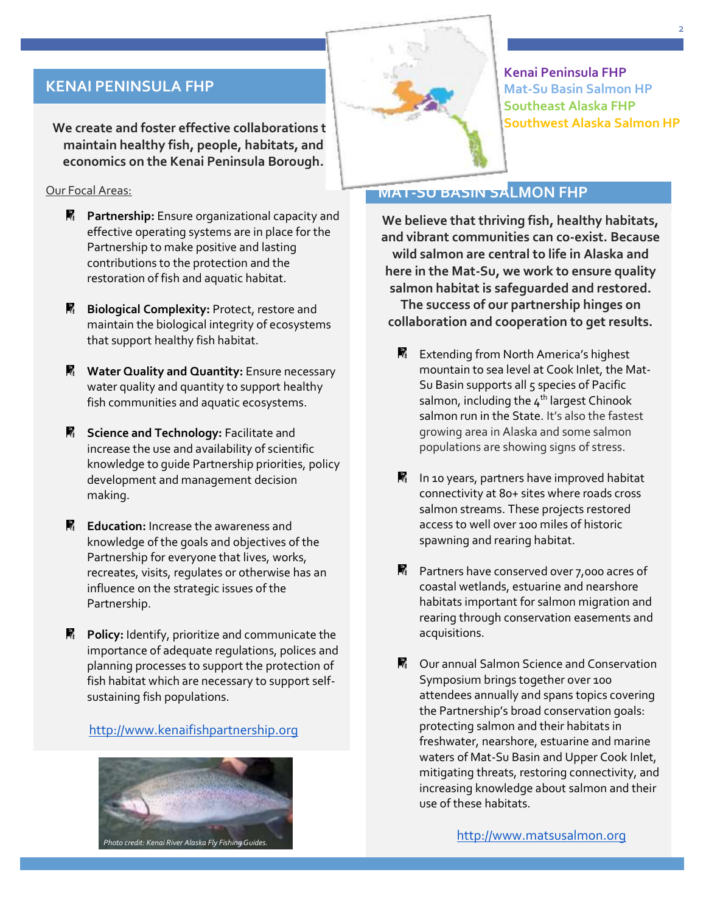## KENAI PENINSULA FHP

**We create and foster effective collaborations to maintain healthy fish, people, habitats, and economics on the Kenai Peninsula Borough.**

Our Focal Areas:

- **Partnership:** Ensure organizational capacity and effective operating systems are in place for the Partnership to make positive and lasting contributions to the protection and the restoration of fish and aquatic habitat.
- **Biological Complexity:** Protect, restore and maintain the biological integrity of ecosystems that support healthy fish habitat.
- **Water Quality and Quantity:** Ensure necessary water quality and quantity to support healthy fish communities and aquatic ecosystems.
- **Science and Technology:** Facilitate and increase the use and availability of scientific knowledge to guide Partnership priorities, policy development and management decision making.
- **Education:** Increase the awareness and knowledge of the goals and objectives of the Partnership for everyone that lives, works, recreates, visits, regulates or otherwise has an influence on the strategic issues of the Partnership.
- **Policy:** Identify, prioritize and communicate the importance of adequate regulations, polices and planning processes to support the protection of fish habitat which are necessary to support self-sustaining fish populations.

http://www.kenaifishpartnership.org

*Photo credit: Kenai River Alaska Fly Fishing Guides.*

Kenai Peninsula FHP
Mat-Su Basin Salmon HP
Southeast Alaska FHP
Southwest Alaska Salmon HP

## MAT-SU BASIN SALMON FHP

**We believe that thriving fish, healthy habitats, and vibrant communities can co-exist. Because wild salmon are central to life in Alaska and here in the Mat-Su, we work to ensure quality salmon habitat is safeguarded and restored. The success of our partnership hinges on collaboration and cooperation to get results.**

- Extending from North America's highest mountain to sea level at Cook Inlet, the Mat-Su Basin supports all 5 species of Pacific salmon, including the 4th largest Chinook salmon run in the State. It's also the fastest growing area in Alaska and some salmon populations are showing signs of stress.
- In 10 years, partners have improved habitat connectivity at 80+ sites where roads cross salmon streams. These projects restored access to well over 100 miles of historic spawning and rearing habitat.
- Partners have conserved over 7,000 acres of coastal wetlands, estuarine and nearshore habitats important for salmon migration and rearing through conservation easements and acquisitions.
- Our annual Salmon Science and Conservation Symposium brings together over 100 attendees annually and spans topics covering the Partnership's broad conservation goals: protecting salmon and their habitats in freshwater, nearshore, estuarine and marine waters of Mat-Su Basin and Upper Cook Inlet, mitigating threats, restoring connectivity, and increasing knowledge about salmon and their use of these habitats.

http://www.matsusalmon.org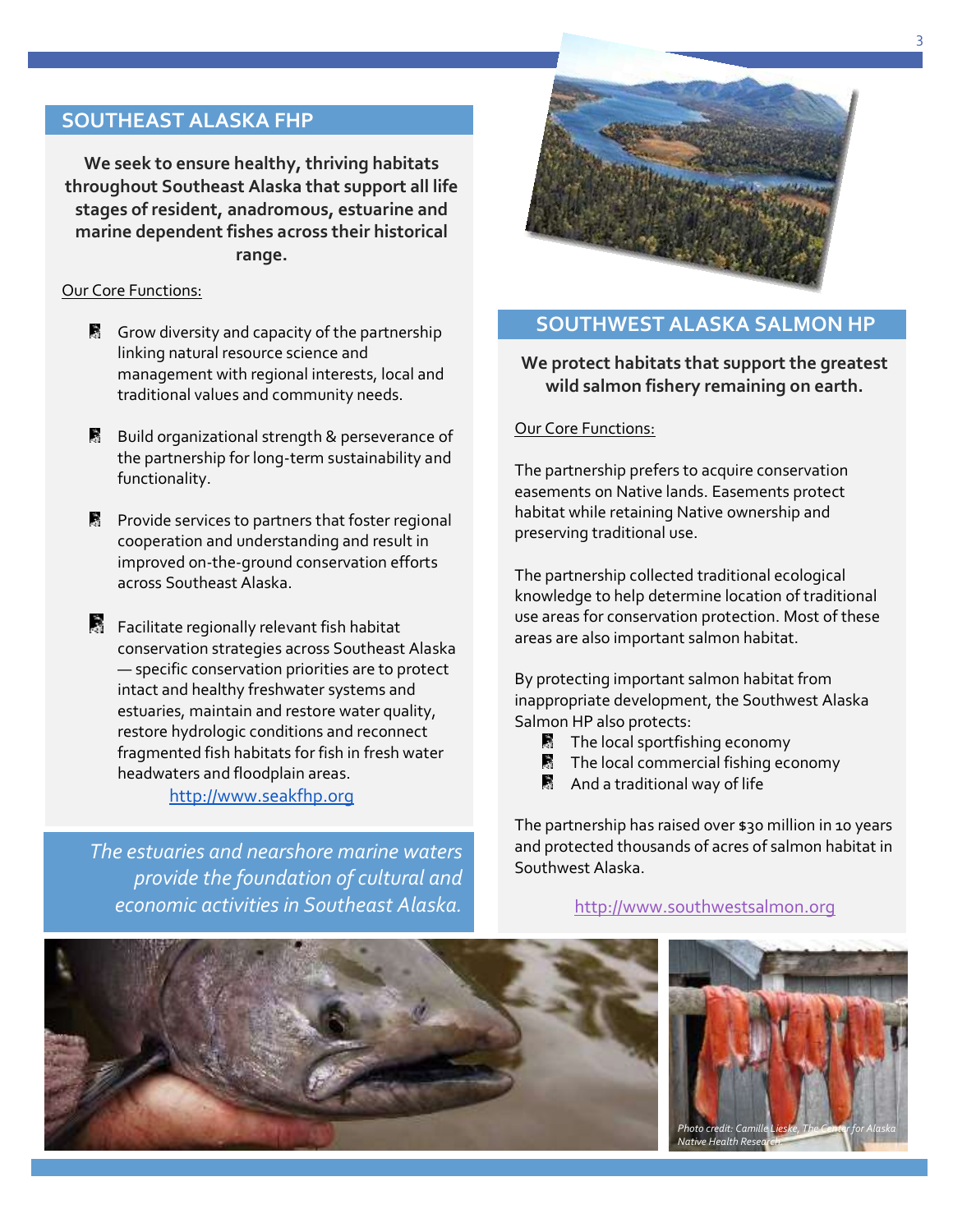## SOUTHEAST ALASKA FHP

**We seek to ensure healthy, thriving habitats throughout Southeast Alaska that support all life stages of resident, anadromous, estuarine and marine dependent fishes across their historical range.**

Our Core Functions:

- Grow diversity and capacity of the partnership linking natural resource science and management with regional interests, local and traditional values and community needs.
- Build organizational strength & perseverance of the partnership for long-term sustainability and functionality.
- Provide services to partners that foster regional cooperation and understanding and result in improved on-the-ground conservation efforts across Southeast Alaska.
- Facilitate regionally relevant fish habitat conservation strategies across Southeast Alaska — specific conservation priorities are to protect intact and healthy freshwater systems and estuaries, maintain and restore water quality, restore hydrologic conditions and reconnect fragmented fish habitats for fish in fresh water headwaters and floodplain areas.

http://www.seakfhp.org

*The estuaries and nearshore marine waters provide the foundation of cultural and economic activities in Southeast Alaska.*

## SOUTHWEST ALASKA SALMON HP

**We protect habitats that support the greatest wild salmon fishery remaining on earth.**

Our Core Functions:

The partnership prefers to acquire conservation easements on Native lands. Easements protect habitat while retaining Native ownership and preserving traditional use.

The partnership collected traditional ecological knowledge to help determine location of traditional use areas for conservation protection. Most of these areas are also important salmon habitat.

By protecting important salmon habitat from inappropriate development, the Southwest Alaska Salmon HP also protects:

- The local sportfishing economy
- The local commercial fishing economy
- And a traditional way of life

The partnership has raised over $30 million in 10 years and protected thousands of acres of salmon habitat in Southwest Alaska.

http://www.southwestsalmon.org

*Photo credit: Camille Lieske, The Center for Alaska Native Health Research*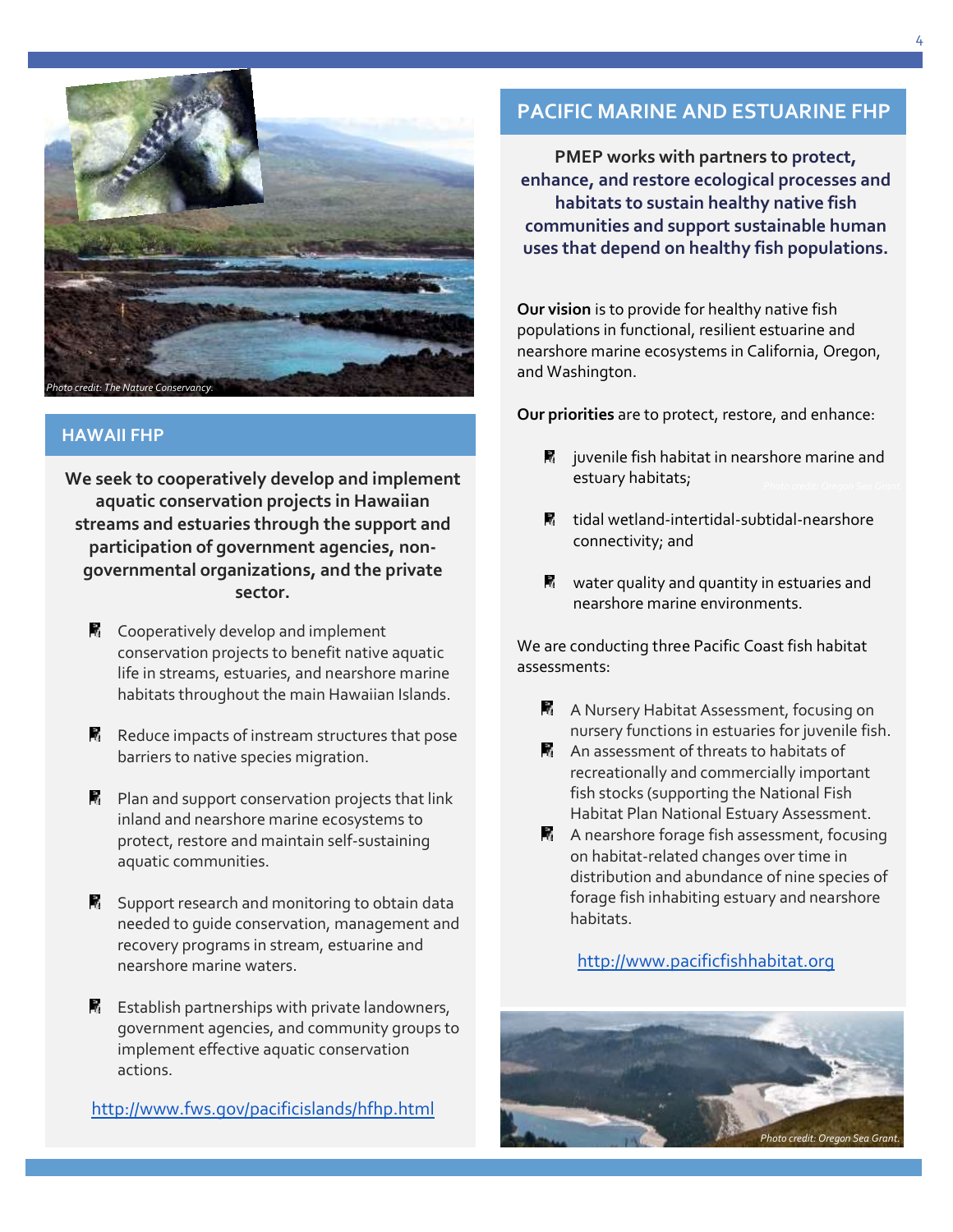Photo credit: The Nature Conservancy.

## HAWAII FHP

**We seek to cooperatively develop and implement aquatic conservation projects in Hawaiian streams and estuaries through the support and participation of government agencies, non-governmental organizations, and the private sector.**

- Cooperatively develop and implement conservation projects to benefit native aquatic life in streams, estuaries, and nearshore marine habitats throughout the main Hawaiian Islands.
- Reduce impacts of instream structures that pose barriers to native species migration.
- Plan and support conservation projects that link inland and nearshore marine ecosystems to protect, restore and maintain self-sustaining aquatic communities.
- Support research and monitoring to obtain data needed to guide conservation, management and recovery programs in stream, estuarine and nearshore marine waters.
- Establish partnerships with private landowners, government agencies, and community groups to implement effective aquatic conservation actions.

http://www.fws.gov/pacificislands/hfhp.html

## PACIFIC MARINE AND ESTUARINE FHP

**PMEP works with partners to protect, enhance, and restore ecological processes and habitats to sustain healthy native fish communities and support sustainable human uses that depend on healthy fish populations.**

**Our vision** is to provide for healthy native fish populations in functional, resilient estuarine and nearshore marine ecosystems in California, Oregon, and Washington.

**Our priorities** are to protect, restore, and enhance:

- juvenile fish habitat in nearshore marine and estuary habitats;
- tidal wetland-intertidal-subtidal-nearshore connectivity; and
- water quality and quantity in estuaries and nearshore marine environments.

We are conducting three Pacific Coast fish habitat assessments:

- A Nursery Habitat Assessment, focusing on nursery functions in estuaries for juvenile fish.
- An assessment of threats to habitats of recreationally and commercially important fish stocks (supporting the National Fish Habitat Plan National Estuary Assessment.
- A nearshore forage fish assessment, focusing on habitat-related changes over time in distribution and abundance of nine species of forage fish inhabiting estuary and nearshore habitats.

http://www.pacificfishhabitat.org

Photo credit: Oregon Sea Grant.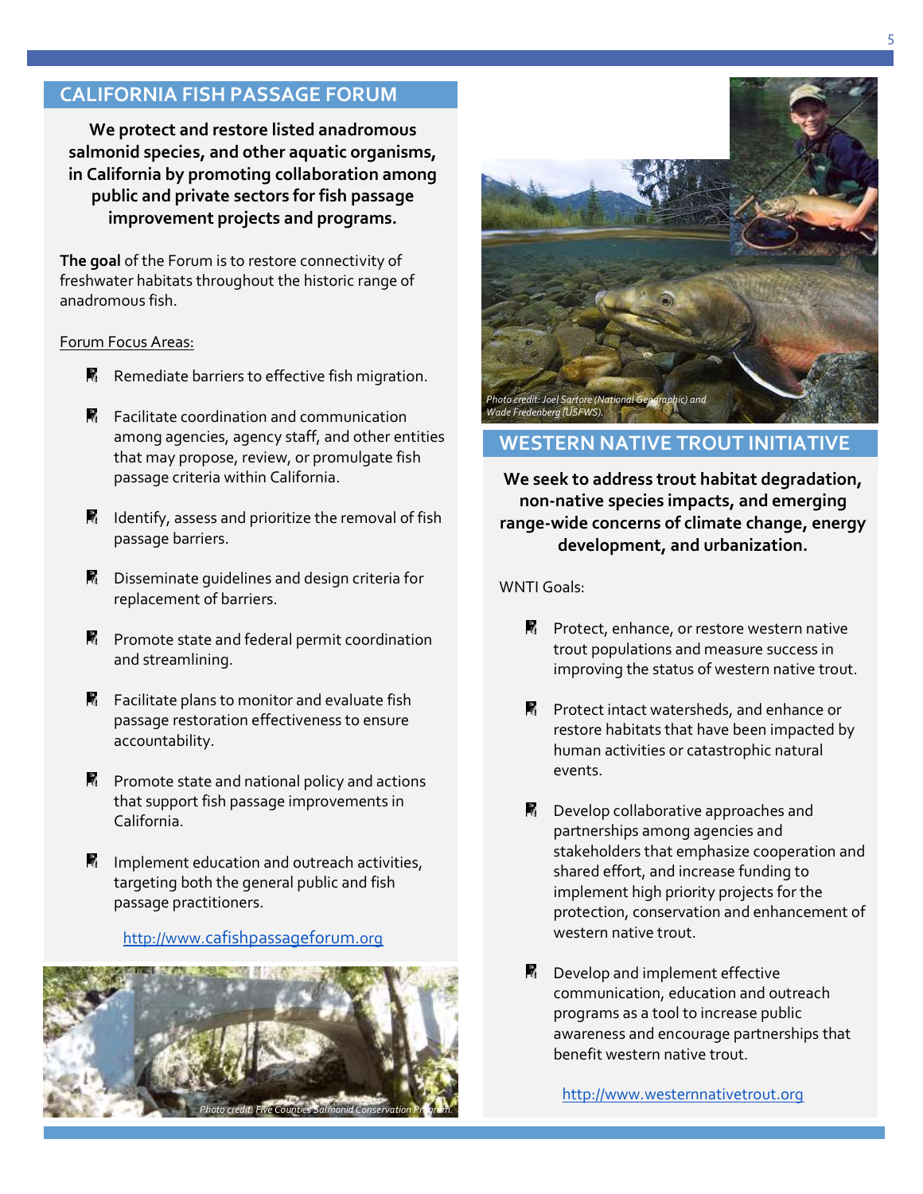## CALIFORNIA FISH PASSAGE FORUM

**We protect and restore listed anadromous salmonid species, and other aquatic organisms, in California by promoting collaboration among public and private sectors for fish passage improvement projects and programs.**

**The goal** of the Forum is to restore connectivity of freshwater habitats throughout the historic range of anadromous fish.

Forum Focus Areas:

- Remediate barriers to effective fish migration.
- Facilitate coordination and communication among agencies, agency staff, and other entities that may propose, review, or promulgate fish passage criteria within California.
- Identify, assess and prioritize the removal of fish passage barriers.
- Disseminate guidelines and design criteria for replacement of barriers.
- Promote state and federal permit coordination and streamlining.
- Facilitate plans to monitor and evaluate fish passage restoration effectiveness to ensure accountability.
- Promote state and national policy and actions that support fish passage improvements in California.
- Implement education and outreach activities, targeting both the general public and fish passage practitioners.

http://www.cafishpassageforum.org

*Photo credit: Five Counties Salmonid Conservation Program.*

*Photo credit: Joel Sartore (National Geographic) and Wade Fredenberg (USFWS).*

## WESTERN NATIVE TROUT INITIATIVE

**We seek to address trout habitat degradation, non-native species impacts, and emerging range-wide concerns of climate change, energy development, and urbanization.**

WNTI Goals:

- Protect, enhance, or restore western native trout populations and measure success in improving the status of western native trout.
- Protect intact watersheds, and enhance or restore habitats that have been impacted by human activities or catastrophic natural events.
- Develop collaborative approaches and partnerships among agencies and stakeholders that emphasize cooperation and shared effort, and increase funding to implement high priority projects for the protection, conservation and enhancement of western native trout.
- Develop and implement effective communication, education and outreach programs as a tool to increase public awareness and encourage partnerships that benefit western native trout.

http://www.westernnativetrout.org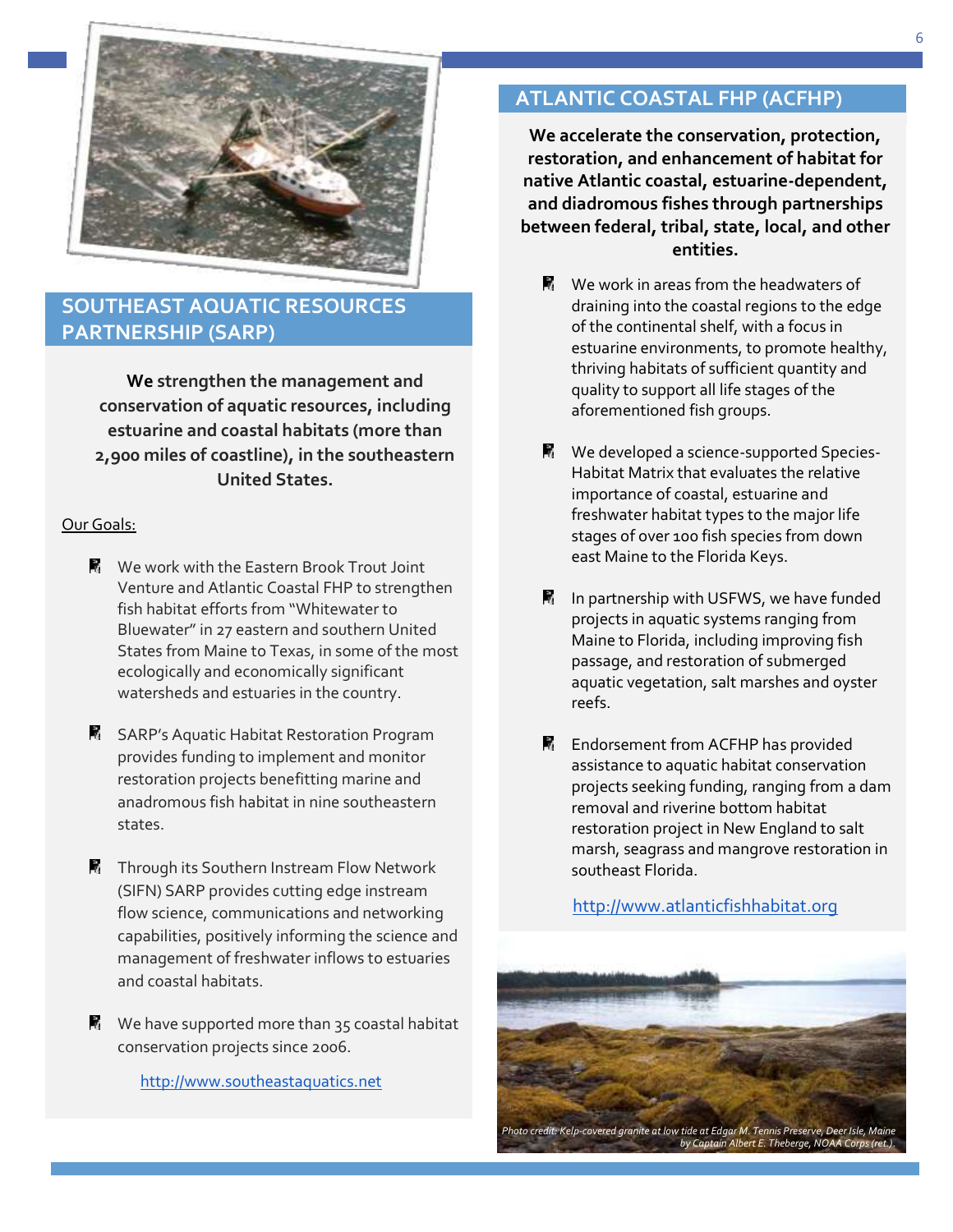## SOUTHEAST AQUATIC RESOURCES PARTNERSHIP (SARP)

**We strengthen the management and conservation of aquatic resources, including estuarine and coastal habitats (more than 2,900 miles of coastline), in the southeastern United States.**

Our Goals:

- We work with the Eastern Brook Trout Joint Venture and Atlantic Coastal FHP to strengthen fish habitat efforts from "Whitewater to Bluewater" in 27 eastern and southern United States from Maine to Texas, in some of the most ecologically and economically significant watersheds and estuaries in the country.
- SARP's Aquatic Habitat Restoration Program provides funding to implement and monitor restoration projects benefitting marine and anadromous fish habitat in nine southeastern states.
- Through its Southern Instream Flow Network (SIFN) SARP provides cutting edge instream flow science, communications and networking capabilities, positively informing the science and management of freshwater inflows to estuaries and coastal habitats.
- We have supported more than 35 coastal habitat conservation projects since 2006.

http://www.southeastaquatics.net

## ATLANTIC COASTAL FHP (ACFHP)

**We accelerate the conservation, protection, restoration, and enhancement of habitat for native Atlantic coastal, estuarine-dependent, and diadromous fishes through partnerships between federal, tribal, state, local, and other entities.**

- We work in areas from the headwaters of draining into the coastal regions to the edge of the continental shelf, with a focus in estuarine environments, to promote healthy, thriving habitats of sufficient quantity and quality to support all life stages of the aforementioned fish groups.
- We developed a science-supported Species-Habitat Matrix that evaluates the relative importance of coastal, estuarine and freshwater habitat types to the major life stages of over 100 fish species from down east Maine to the Florida Keys.
- In partnership with USFWS, we have funded projects in aquatic systems ranging from Maine to Florida, including improving fish passage, and restoration of submerged aquatic vegetation, salt marshes and oyster reefs.
- Endorsement from ACFHP has provided assistance to aquatic habitat conservation projects seeking funding, ranging from a dam removal and riverine bottom habitat restoration project in New England to salt marsh, seagrass and mangrove restoration in southeast Florida.

http://www.atlanticfishhabitat.org

*Photo credit: Kelp-covered granite at low tide at Edgar M. Tennis Preserve, Deer Isle, Maine by Captain Albert E. Theberge, NOAA Corps (ret.).*